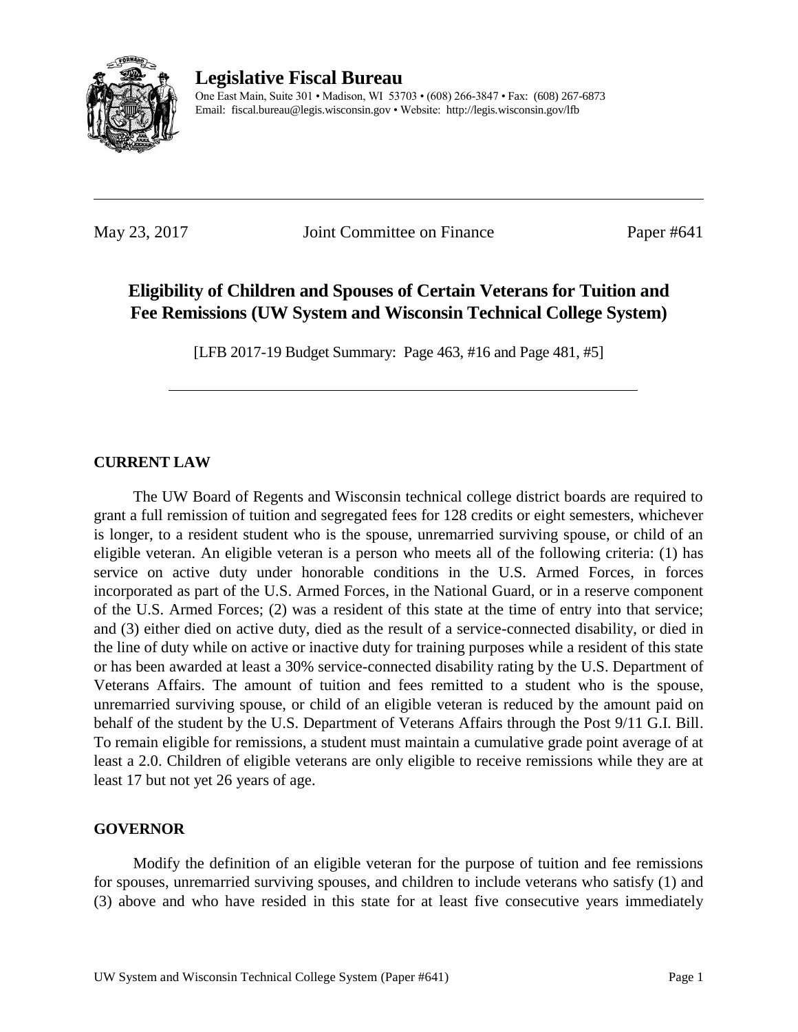**Legislative Fiscal Bureau**

One East Main, Suite 301 • Madison, WI 53703 • (608) 266-3847 • Fax: (608) 267-6873
Email: fiscal.bureau@legis.wisconsin.gov • Website: http://legis.wisconsin.gov/lfb

---

May 23, 2017 | Joint Committee on Finance | Paper #641

# Eligibility of Children and Spouses of Certain Veterans for Tuition and Fee Remissions (UW System and Wisconsin Technical College System)

[LFB 2017-19 Budget Summary: Page 463, #16 and Page 481, #5]

---

## CURRENT LAW

The UW Board of Regents and Wisconsin technical college district boards are required to grant a full remission of tuition and segregated fees for 128 credits or eight semesters, whichever is longer, to a resident student who is the spouse, unremarried surviving spouse, or child of an eligible veteran. An eligible veteran is a person who meets all of the following criteria: (1) has service on active duty under honorable conditions in the U.S. Armed Forces, in forces incorporated as part of the U.S. Armed Forces, in the National Guard, or in a reserve component of the U.S. Armed Forces; (2) was a resident of this state at the time of entry into that service; and (3) either died on active duty, died as the result of a service-connected disability, or died in the line of duty while on active or inactive duty for training purposes while a resident of this state or has been awarded at least a 30% service-connected disability rating by the U.S. Department of Veterans Affairs. The amount of tuition and fees remitted to a student who is the spouse, unremarried surviving spouse, or child of an eligible veteran is reduced by the amount paid on behalf of the student by the U.S. Department of Veterans Affairs through the Post 9/11 G.I. Bill. To remain eligible for remissions, a student must maintain a cumulative grade point average of at least a 2.0. Children of eligible veterans are only eligible to receive remissions while they are at least 17 but not yet 26 years of age.

## GOVERNOR

Modify the definition of an eligible veteran for the purpose of tuition and fee remissions for spouses, unremarried surviving spouses, and children to include veterans who satisfy (1) and (3) above and who have resided in this state for at least five consecutive years immediately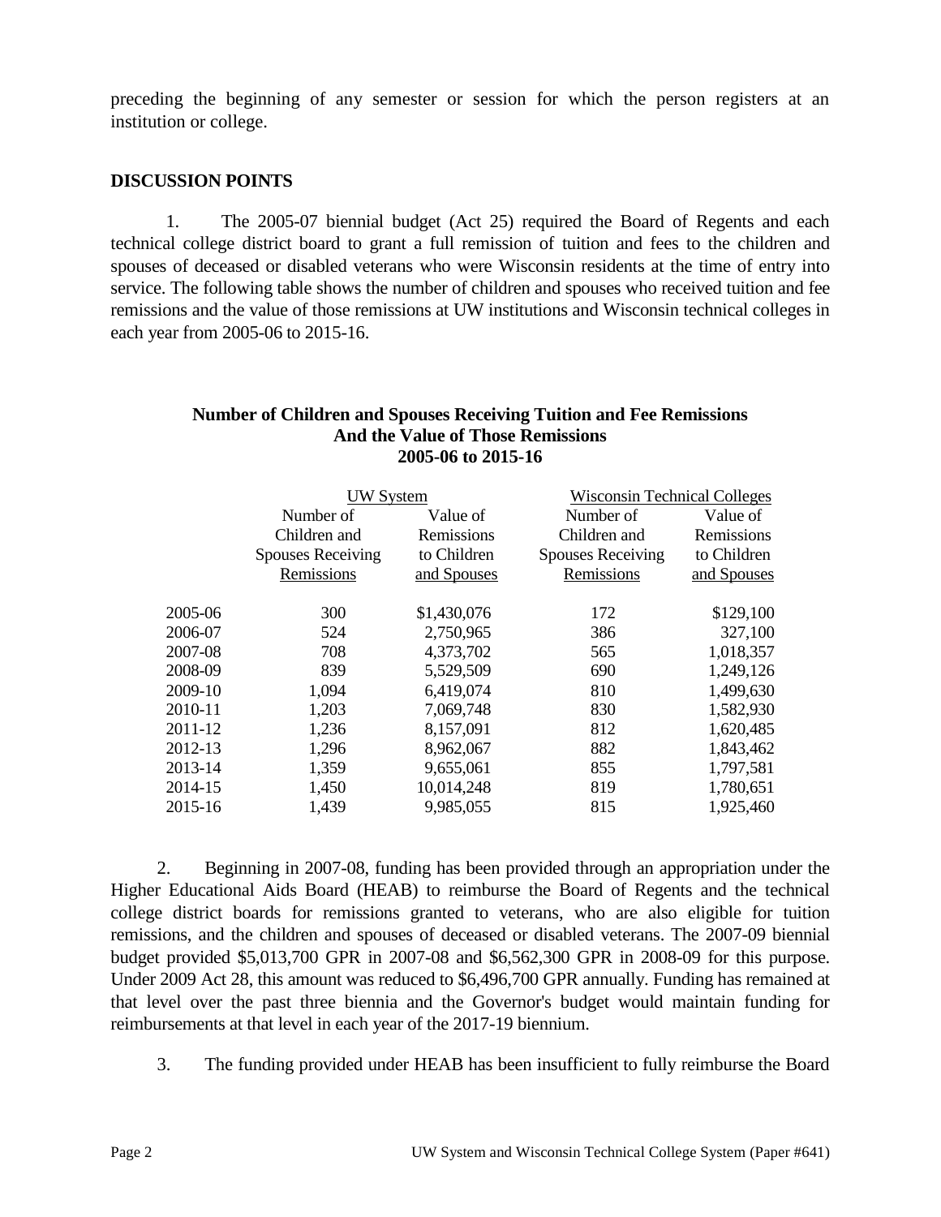preceding the beginning of any semester or session for which the person registers at an institution or college.

**DISCUSSION POINTS**

1. The 2005-07 biennial budget (Act 25) required the Board of Regents and each technical college district board to grant a full remission of tuition and fees to the children and spouses of deceased or disabled veterans who were Wisconsin residents at the time of entry into service. The following table shows the number of children and spouses who received tuition and fee remissions and the value of those remissions at UW institutions and Wisconsin technical colleges in each year from 2005-06 to 2015-16.

**Number of Children and Spouses Receiving Tuition and Fee Remissions And the Value of Those Remissions 2005-06 to 2015-16**

| | UW System | | Wisconsin Technical Colleges | |
|---|---|---|---|---|
| | Number of Children and Spouses Receiving Remissions | Value of Remissions to Children and Spouses | Number of Children and Spouses Receiving Remissions | Value of Remissions to Children and Spouses |
| 2005-06 | 300 | $1,430,076 | 172 | $129,100 |
| 2006-07 | 524 | 2,750,965 | 386 | 327,100 |
| 2007-08 | 708 | 4,373,702 | 565 | 1,018,357 |
| 2008-09 | 839 | 5,529,509 | 690 | 1,249,126 |
| 2009-10 | 1,094 | 6,419,074 | 810 | 1,499,630 |
| 2010-11 | 1,203 | 7,069,748 | 830 | 1,582,930 |
| 2011-12 | 1,236 | 8,157,091 | 812 | 1,620,485 |
| 2012-13 | 1,296 | 8,962,067 | 882 | 1,843,462 |
| 2013-14 | 1,359 | 9,655,061 | 855 | 1,797,581 |
| 2014-15 | 1,450 | 10,014,248 | 819 | 1,780,651 |
| 2015-16 | 1,439 | 9,985,055 | 815 | 1,925,460 |

2. Beginning in 2007-08, funding has been provided through an appropriation under the Higher Educational Aids Board (HEAB) to reimburse the Board of Regents and the technical college district boards for remissions granted to veterans, who are also eligible for tuition remissions, and the children and spouses of deceased or disabled veterans. The 2007-09 biennial budget provided $5,013,700 GPR in 2007-08 and $6,562,300 GPR in 2008-09 for this purpose. Under 2009 Act 28, this amount was reduced to $6,496,700 GPR annually. Funding has remained at that level over the past three biennia and the Governor's budget would maintain funding for reimbursements at that level in each year of the 2017-19 biennium.

3. The funding provided under HEAB has been insufficient to fully reimburse the Board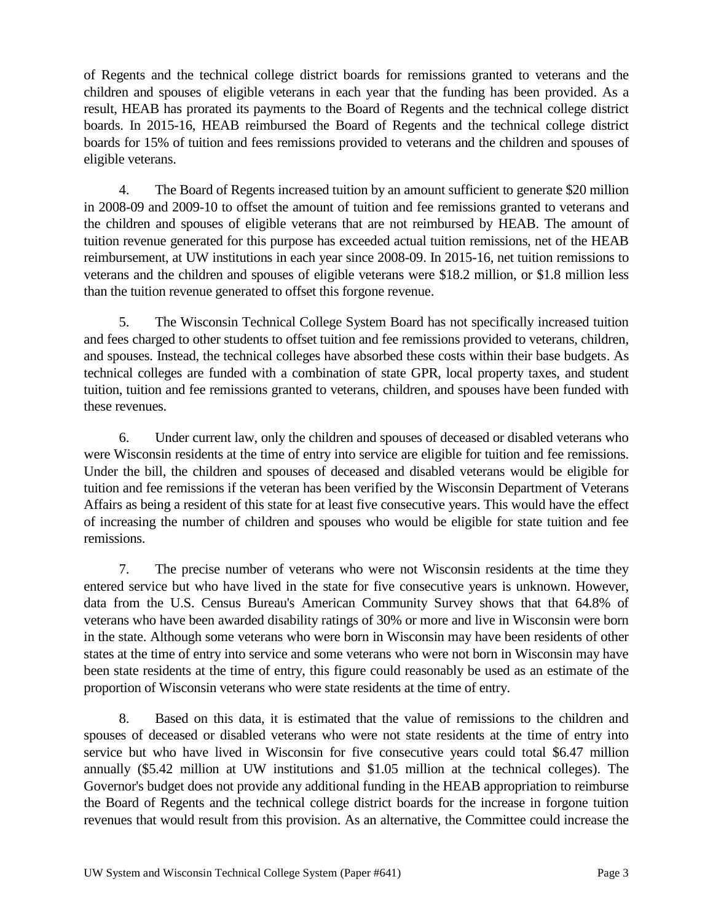of Regents and the technical college district boards for remissions granted to veterans and the children and spouses of eligible veterans in each year that the funding has been provided. As a result, HEAB has prorated its payments to the Board of Regents and the technical college district boards. In 2015-16, HEAB reimbursed the Board of Regents and the technical college district boards for 15% of tuition and fees remissions provided to veterans and the children and spouses of eligible veterans.

4. The Board of Regents increased tuition by an amount sufficient to generate $20 million in 2008-09 and 2009-10 to offset the amount of tuition and fee remissions granted to veterans and the children and spouses of eligible veterans that are not reimbursed by HEAB. The amount of tuition revenue generated for this purpose has exceeded actual tuition remissions, net of the HEAB reimbursement, at UW institutions in each year since 2008-09. In 2015-16, net tuition remissions to veterans and the children and spouses of eligible veterans were $18.2 million, or $1.8 million less than the tuition revenue generated to offset this forgone revenue.

5. The Wisconsin Technical College System Board has not specifically increased tuition and fees charged to other students to offset tuition and fee remissions provided to veterans, children, and spouses. Instead, the technical colleges have absorbed these costs within their base budgets. As technical colleges are funded with a combination of state GPR, local property taxes, and student tuition, tuition and fee remissions granted to veterans, children, and spouses have been funded with these revenues.

6. Under current law, only the children and spouses of deceased or disabled veterans who were Wisconsin residents at the time of entry into service are eligible for tuition and fee remissions. Under the bill, the children and spouses of deceased and disabled veterans would be eligible for tuition and fee remissions if the veteran has been verified by the Wisconsin Department of Veterans Affairs as being a resident of this state for at least five consecutive years. This would have the effect of increasing the number of children and spouses who would be eligible for state tuition and fee remissions.

7. The precise number of veterans who were not Wisconsin residents at the time they entered service but who have lived in the state for five consecutive years is unknown. However, data from the U.S. Census Bureau's American Community Survey shows that that 64.8% of veterans who have been awarded disability ratings of 30% or more and live in Wisconsin were born in the state. Although some veterans who were born in Wisconsin may have been residents of other states at the time of entry into service and some veterans who were not born in Wisconsin may have been state residents at the time of entry, this figure could reasonably be used as an estimate of the proportion of Wisconsin veterans who were state residents at the time of entry.

8. Based on this data, it is estimated that the value of remissions to the children and spouses of deceased or disabled veterans who were not state residents at the time of entry into service but who have lived in Wisconsin for five consecutive years could total $6.47 million annually ($5.42 million at UW institutions and $1.05 million at the technical colleges). The Governor's budget does not provide any additional funding in the HEAB appropriation to reimburse the Board of Regents and the technical college district boards for the increase in forgone tuition revenues that would result from this provision. As an alternative, the Committee could increase the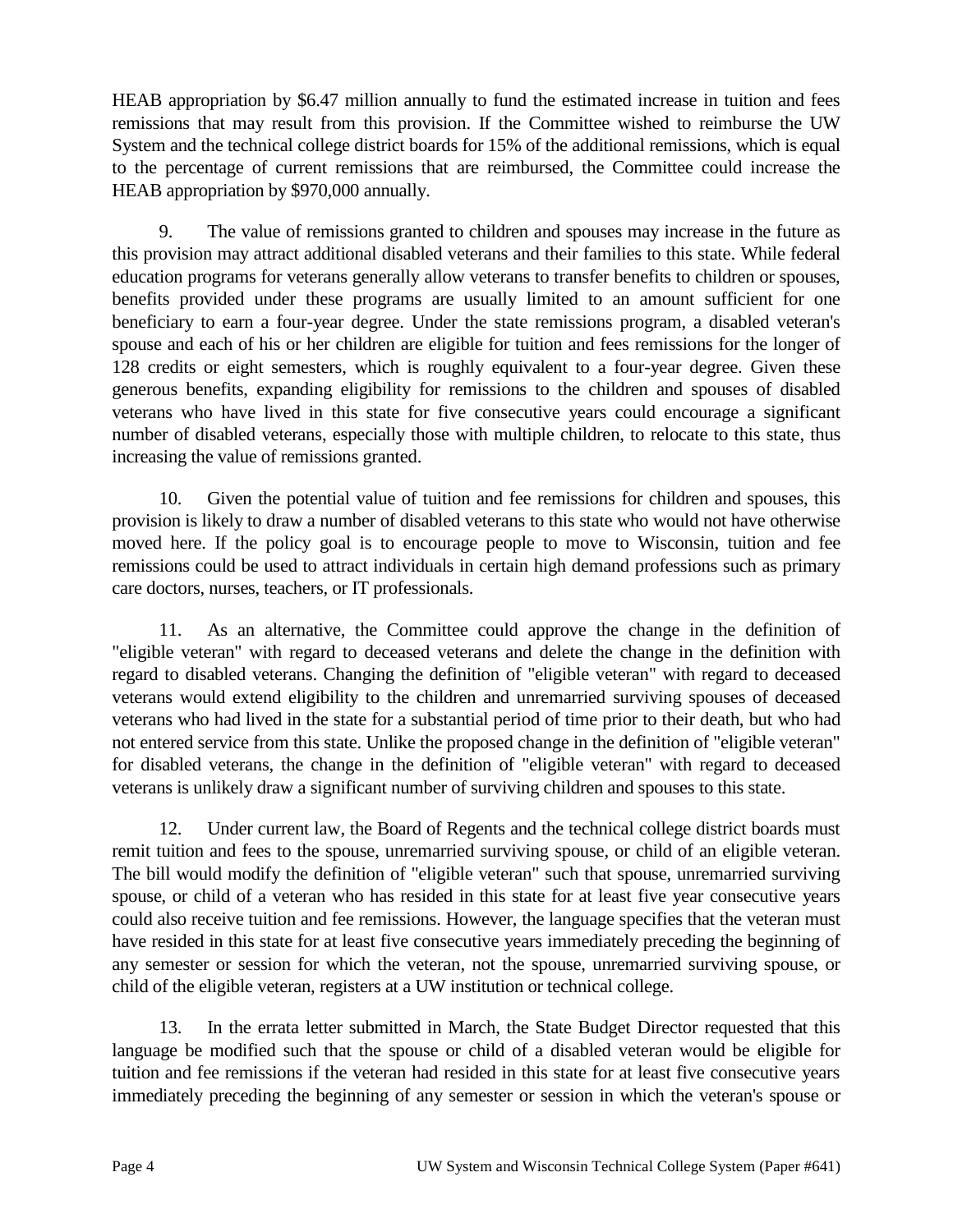HEAB appropriation by $6.47 million annually to fund the estimated increase in tuition and fees remissions that may result from this provision. If the Committee wished to reimburse the UW System and the technical college district boards for 15% of the additional remissions, which is equal to the percentage of current remissions that are reimbursed, the Committee could increase the HEAB appropriation by $970,000 annually.

9. The value of remissions granted to children and spouses may increase in the future as this provision may attract additional disabled veterans and their families to this state. While federal education programs for veterans generally allow veterans to transfer benefits to children or spouses, benefits provided under these programs are usually limited to an amount sufficient for one beneficiary to earn a four-year degree. Under the state remissions program, a disabled veteran's spouse and each of his or her children are eligible for tuition and fees remissions for the longer of 128 credits or eight semesters, which is roughly equivalent to a four-year degree. Given these generous benefits, expanding eligibility for remissions to the children and spouses of disabled veterans who have lived in this state for five consecutive years could encourage a significant number of disabled veterans, especially those with multiple children, to relocate to this state, thus increasing the value of remissions granted.

10. Given the potential value of tuition and fee remissions for children and spouses, this provision is likely to draw a number of disabled veterans to this state who would not have otherwise moved here. If the policy goal is to encourage people to move to Wisconsin, tuition and fee remissions could be used to attract individuals in certain high demand professions such as primary care doctors, nurses, teachers, or IT professionals.

11. As an alternative, the Committee could approve the change in the definition of "eligible veteran" with regard to deceased veterans and delete the change in the definition with regard to disabled veterans. Changing the definition of "eligible veteran" with regard to deceased veterans would extend eligibility to the children and unremarried surviving spouses of deceased veterans who had lived in the state for a substantial period of time prior to their death, but who had not entered service from this state. Unlike the proposed change in the definition of "eligible veteran" for disabled veterans, the change in the definition of "eligible veteran" with regard to deceased veterans is unlikely draw a significant number of surviving children and spouses to this state.

12. Under current law, the Board of Regents and the technical college district boards must remit tuition and fees to the spouse, unremarried surviving spouse, or child of an eligible veteran. The bill would modify the definition of "eligible veteran" such that spouse, unremarried surviving spouse, or child of a veteran who has resided in this state for at least five year consecutive years could also receive tuition and fee remissions. However, the language specifies that the veteran must have resided in this state for at least five consecutive years immediately preceding the beginning of any semester or session for which the veteran, not the spouse, unremarried surviving spouse, or child of the eligible veteran, registers at a UW institution or technical college.

13. In the errata letter submitted in March, the State Budget Director requested that this language be modified such that the spouse or child of a disabled veteran would be eligible for tuition and fee remissions if the veteran had resided in this state for at least five consecutive years immediately preceding the beginning of any semester or session in which the veteran's spouse or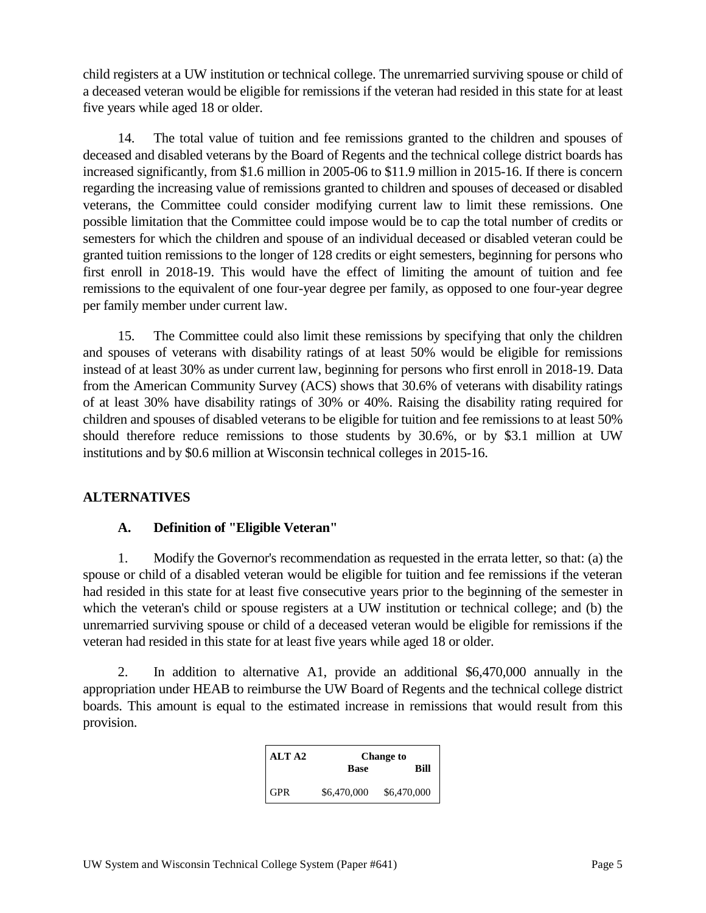child registers at a UW institution or technical college. The unremarried surviving spouse or child of a deceased veteran would be eligible for remissions if the veteran had resided in this state for at least five years while aged 18 or older.

14. The total value of tuition and fee remissions granted to the children and spouses of deceased and disabled veterans by the Board of Regents and the technical college district boards has increased significantly, from $1.6 million in 2005-06 to $11.9 million in 2015-16. If there is concern regarding the increasing value of remissions granted to children and spouses of deceased or disabled veterans, the Committee could consider modifying current law to limit these remissions. One possible limitation that the Committee could impose would be to cap the total number of credits or semesters for which the children and spouse of an individual deceased or disabled veteran could be granted tuition remissions to the longer of 128 credits or eight semesters, beginning for persons who first enroll in 2018-19. This would have the effect of limiting the amount of tuition and fee remissions to the equivalent of one four-year degree per family, as opposed to one four-year degree per family member under current law.

15. The Committee could also limit these remissions by specifying that only the children and spouses of veterans with disability ratings of at least 50% would be eligible for remissions instead of at least 30% as under current law, beginning for persons who first enroll in 2018-19. Data from the American Community Survey (ACS) shows that 30.6% of veterans with disability ratings of at least 30% have disability ratings of 30% or 40%. Raising the disability rating required for children and spouses of disabled veterans to be eligible for tuition and fee remissions to at least 50% should therefore reduce remissions to those students by 30.6%, or by $3.1 million at UW institutions and by $0.6 million at Wisconsin technical colleges in 2015-16.

## ALTERNATIVES

### A. Definition of "Eligible Veteran"

1. Modify the Governor's recommendation as requested in the errata letter, so that: (a) the spouse or child of a disabled veteran would be eligible for tuition and fee remissions if the veteran had resided in this state for at least five consecutive years prior to the beginning of the semester in which the veteran's child or spouse registers at a UW institution or technical college; and (b) the unremarried surviving spouse or child of a deceased veteran would be eligible for remissions if the veteran had resided in this state for at least five years while aged 18 or older.

2. In addition to alternative A1, provide an additional $6,470,000 annually in the appropriation under HEAB to reimburse the UW Board of Regents and the technical college district boards. This amount is equal to the estimated increase in remissions that would result from this provision.

| ALT A2 | Change to | |
|---|---|---|
| | Base | Bill |
| GPR | $6,470,000 | $6,470,000 |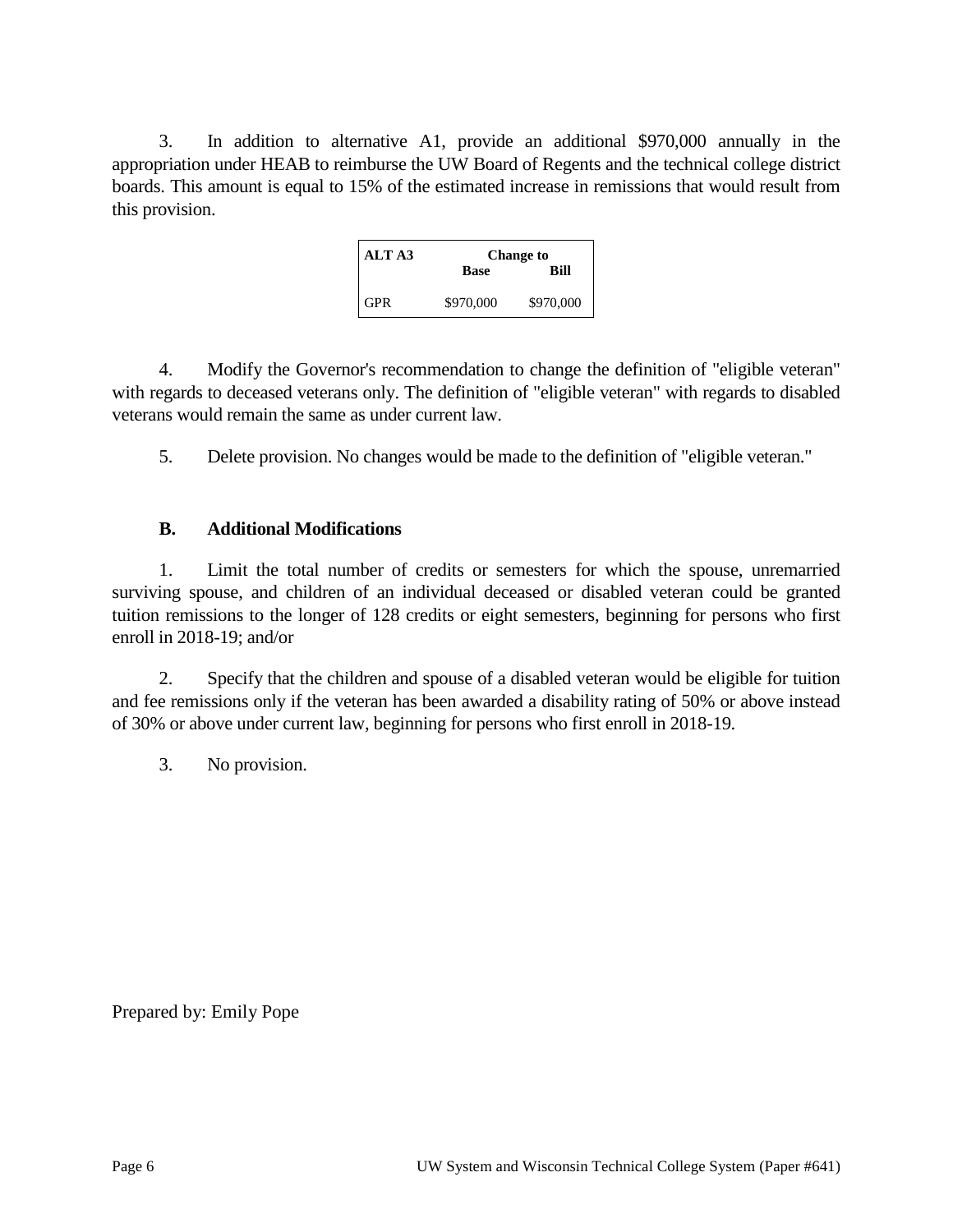3. In addition to alternative A1, provide an additional $970,000 annually in the appropriation under HEAB to reimburse the UW Board of Regents and the technical college district boards. This amount is equal to 15% of the estimated increase in remissions that would result from this provision.

| ALT A3 | Change to | |
|---|---|---|
| | Base | Bill |
| GPR | $970,000 | $970,000 |

4. Modify the Governor's recommendation to change the definition of "eligible veteran" with regards to deceased veterans only. The definition of "eligible veteran" with regards to disabled veterans would remain the same as under current law.

5. Delete provision. No changes would be made to the definition of "eligible veteran."

### B. Additional Modifications

1. Limit the total number of credits or semesters for which the spouse, unremarried surviving spouse, and children of an individual deceased or disabled veteran could be granted tuition remissions to the longer of 128 credits or eight semesters, beginning for persons who first enroll in 2018-19; and/or

2. Specify that the children and spouse of a disabled veteran would be eligible for tuition and fee remissions only if the veteran has been awarded a disability rating of 50% or above instead of 30% or above under current law, beginning for persons who first enroll in 2018-19.

3. No provision.

Prepared by: Emily Pope